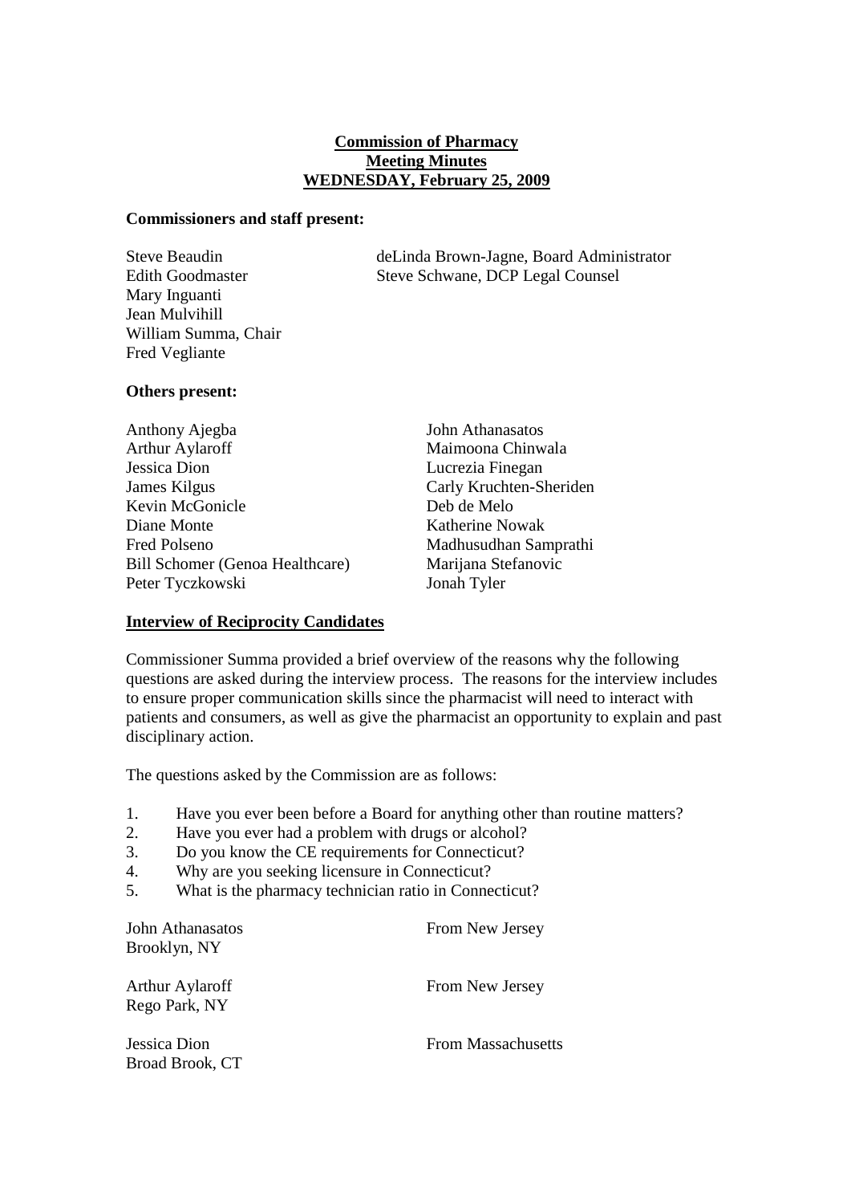**Commission of Pharmacy**
**Meeting Minutes**
**WEDNESDAY, February 25, 2009**

**Commissioners and staff present:**

| | |
|---|---|
| Steve Beaudin | deLinda Brown-Jagne, Board Administrator |
| Edith Goodmaster | Steve Schwane, DCP Legal Counsel |
| Mary Inguanti | |
| Jean Mulvihill | |
| William Summa, Chair | |
| Fred Vegliante | |

**Others present:**

| | |
|---|---|
| Anthony Ajegba | John Athanasatos |
| Arthur Aylaroff | Maimoona Chinwala |
| Jessica Dion | Lucrezia Finegan |
| James Kilgus | Carly Kruchten-Sheriden |
| Kevin McGonicle | Deb de Melo |
| Diane Monte | Katherine Nowak |
| Fred Polseno | Madhusudhan Samprathi |
| Bill Schomer (Genoa Healthcare) | Marijana Stefanovic |
| Peter Tyczkowski | Jonah Tyler |

**Interview of Reciprocity Candidates**

Commissioner Summa provided a brief overview of the reasons why the following questions are asked during the interview process. The reasons for the interview includes to ensure proper communication skills since the pharmacist will need to interact with patients and consumers, as well as give the pharmacist an opportunity to explain and past disciplinary action.

The questions asked by the Commission are as follows:

1. Have you ever been before a Board for anything other than routine matters?
2. Have you ever had a problem with drugs or alcohol?
3. Do you know the CE requirements for Connecticut?
4. Why are you seeking licensure in Connecticut?
5. What is the pharmacy technician ratio in Connecticut?

| | |
|---|---|
| John Athanasatos<br>Brooklyn, NY | From New Jersey |
| Arthur Aylaroff<br>Rego Park, NY | From New Jersey |
| Jessica Dion<br>Broad Brook, CT | From Massachusetts |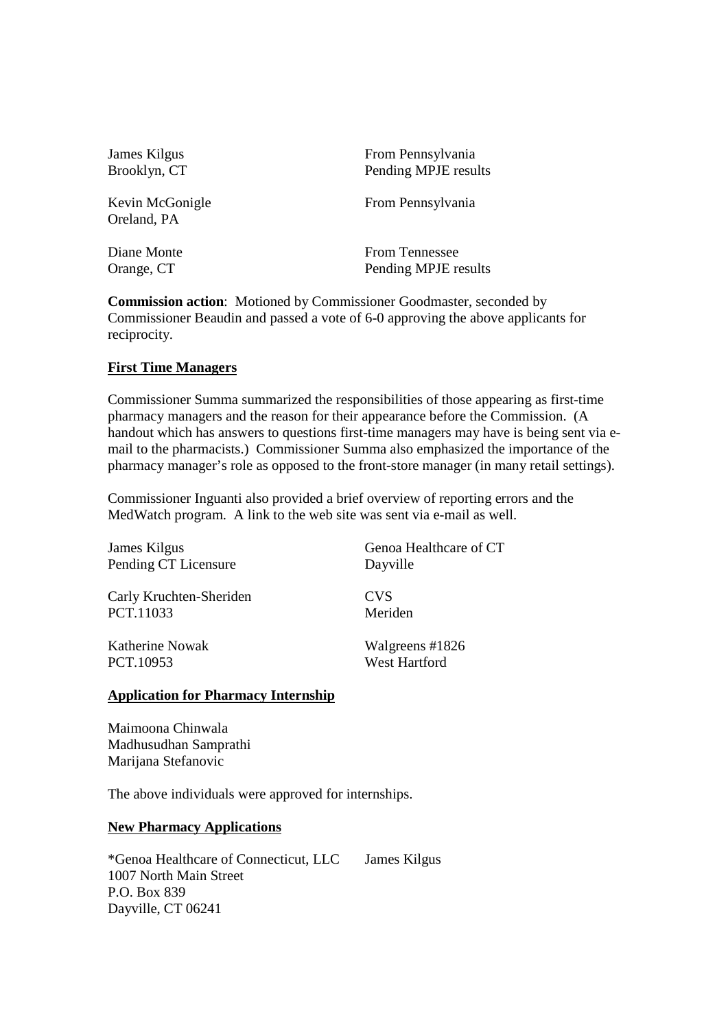| | |
|---|---|
| James Kilgus<br>Brooklyn, CT | From Pennsylvania<br>Pending MPJE results |
| Kevin McGonigle<br>Oreland, PA | From Pennsylvania |
| Diane Monte<br>Orange, CT | From Tennessee<br>Pending MPJE results |

**Commission action**: Motioned by Commissioner Goodmaster, seconded by Commissioner Beaudin and passed a vote of 6-0 approving the above applicants for reciprocity.

**First Time Managers**

Commissioner Summa summarized the responsibilities of those appearing as first-time pharmacy managers and the reason for their appearance before the Commission. (A handout which has answers to questions first-time managers may have is being sent via e-mail to the pharmacists.) Commissioner Summa also emphasized the importance of the pharmacy manager's role as opposed to the front-store manager (in many retail settings).

Commissioner Inguanti also provided a brief overview of reporting errors and the MedWatch program. A link to the web site was sent via e-mail as well.

| | |
|---|---|
| James Kilgus<br>Pending CT Licensure | Genoa Healthcare of CT<br>Dayville |
| Carly Kruchten-Sheriden<br>PCT.11033 | CVS<br>Meriden |
| Katherine Nowak<br>PCT.10953 | Walgreens #1826<br>West Hartford |

**Application for Pharmacy Internship**

Maimoona Chinwala
Madhusudhan Samprathi
Marijana Stefanovic

The above individuals were approved for internships.

**New Pharmacy Applications**

| | |
|---|---|
| *Genoa Healthcare of Connecticut, LLC<br>1007 North Main Street<br>P.O. Box 839<br>Dayville, CT 06241 | James Kilgus |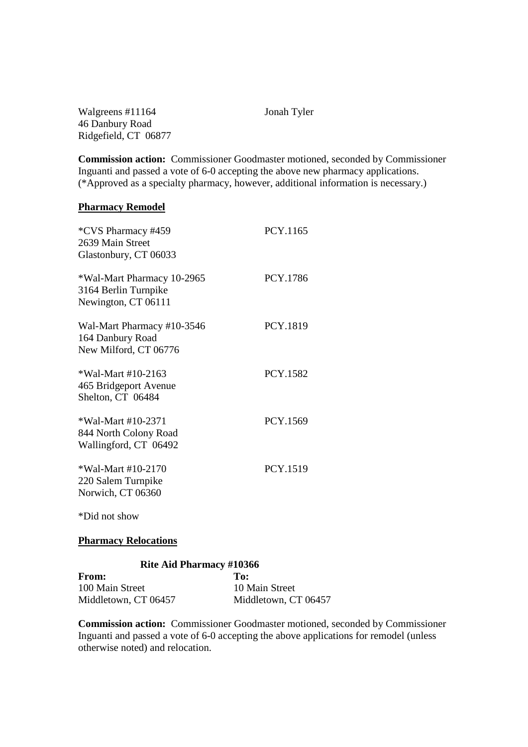| | |
|---|---|
| Walgreens #11164<br>46 Danbury Road<br>Ridgefield, CT  06877 | Jonah Tyler |

**Commission action:** Commissioner Goodmaster motioned, seconded by Commissioner Inguanti and passed a vote of 6-0 accepting the above new pharmacy applications. (*Approved as a specialty pharmacy, however, additional information is necessary.)

**Pharmacy Remodel**

| | |
|---|---|
| *CVS Pharmacy #459<br>2639 Main Street<br>Glastonbury, CT 06033 | PCY.1165 |
| *Wal-Mart Pharmacy 10-2965<br>3164 Berlin Turnpike<br>Newington, CT 06111 | PCY.1786 |
| Wal-Mart Pharmacy #10-3546<br>164 Danbury Road<br>New Milford, CT 06776 | PCY.1819 |
| *Wal-Mart #10-2163<br>465 Bridgeport Avenue<br>Shelton, CT  06484 | PCY.1582 |
| *Wal-Mart #10-2371<br>844 North Colony Road<br>Wallingford, CT  06492 | PCY.1569 |
| *Wal-Mart #10-2170<br>220 Salem Turnpike<br>Norwich, CT 06360 | PCY.1519 |

*Did not show

**Pharmacy Relocations**

**Rite Aid Pharmacy #10366**

| **From:** | **To:** |
|---|---|
| 100 Main Street<br>Middletown, CT 06457 | 10 Main Street<br>Middletown, CT 06457 |

**Commission action:** Commissioner Goodmaster motioned, seconded by Commissioner Inguanti and passed a vote of 6-0 accepting the above applications for remodel (unless otherwise noted) and relocation.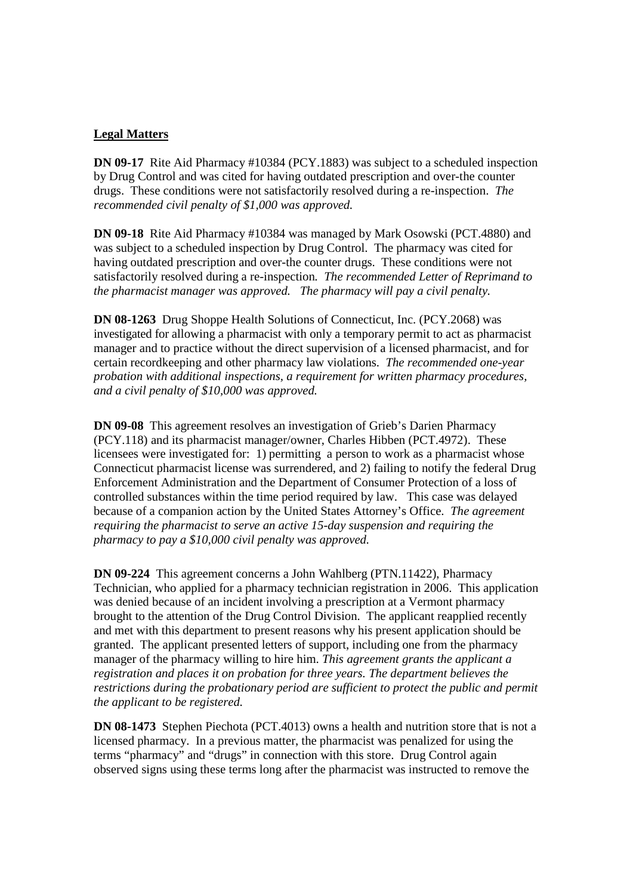**Legal Matters**

**DN 09-17** Rite Aid Pharmacy #10384 (PCY.1883) was subject to a scheduled inspection by Drug Control and was cited for having outdated prescription and over-the counter drugs. These conditions were not satisfactorily resolved during a re-inspection. *The recommended civil penalty of $1,000 was approved.*

**DN 09-18** Rite Aid Pharmacy #10384 was managed by Mark Osowski (PCT.4880) and was subject to a scheduled inspection by Drug Control. The pharmacy was cited for having outdated prescription and over-the counter drugs. These conditions were not satisfactorily resolved during a re-inspection. *The recommended Letter of Reprimand to the pharmacist manager was approved. The pharmacy will pay a civil penalty.*

**DN 08-1263** Drug Shoppe Health Solutions of Connecticut, Inc. (PCY.2068) was investigated for allowing a pharmacist with only a temporary permit to act as pharmacist manager and to practice without the direct supervision of a licensed pharmacist, and for certain recordkeeping and other pharmacy law violations. *The recommended one-year probation with additional inspections, a requirement for written pharmacy procedures, and a civil penalty of $10,000 was approved.*

**DN 09-08** This agreement resolves an investigation of Grieb's Darien Pharmacy (PCY.118) and its pharmacist manager/owner, Charles Hibben (PCT.4972). These licensees were investigated for: 1) permitting a person to work as a pharmacist whose Connecticut pharmacist license was surrendered, and 2) failing to notify the federal Drug Enforcement Administration and the Department of Consumer Protection of a loss of controlled substances within the time period required by law. This case was delayed because of a companion action by the United States Attorney's Office. *The agreement requiring the pharmacist to serve an active 15-day suspension and requiring the pharmacy to pay a $10,000 civil penalty was approved.*

**DN 09-224** This agreement concerns a John Wahlberg (PTN.11422), Pharmacy Technician, who applied for a pharmacy technician registration in 2006. This application was denied because of an incident involving a prescription at a Vermont pharmacy brought to the attention of the Drug Control Division. The applicant reapplied recently and met with this department to present reasons why his present application should be granted. The applicant presented letters of support, including one from the pharmacy manager of the pharmacy willing to hire him. *This agreement grants the applicant a registration and places it on probation for three years. The department believes the restrictions during the probationary period are sufficient to protect the public and permit the applicant to be registered.*

**DN 08-1473** Stephen Piechota (PCT.4013) owns a health and nutrition store that is not a licensed pharmacy. In a previous matter, the pharmacist was penalized for using the terms "pharmacy" and "drugs" in connection with this store. Drug Control again observed signs using these terms long after the pharmacist was instructed to remove the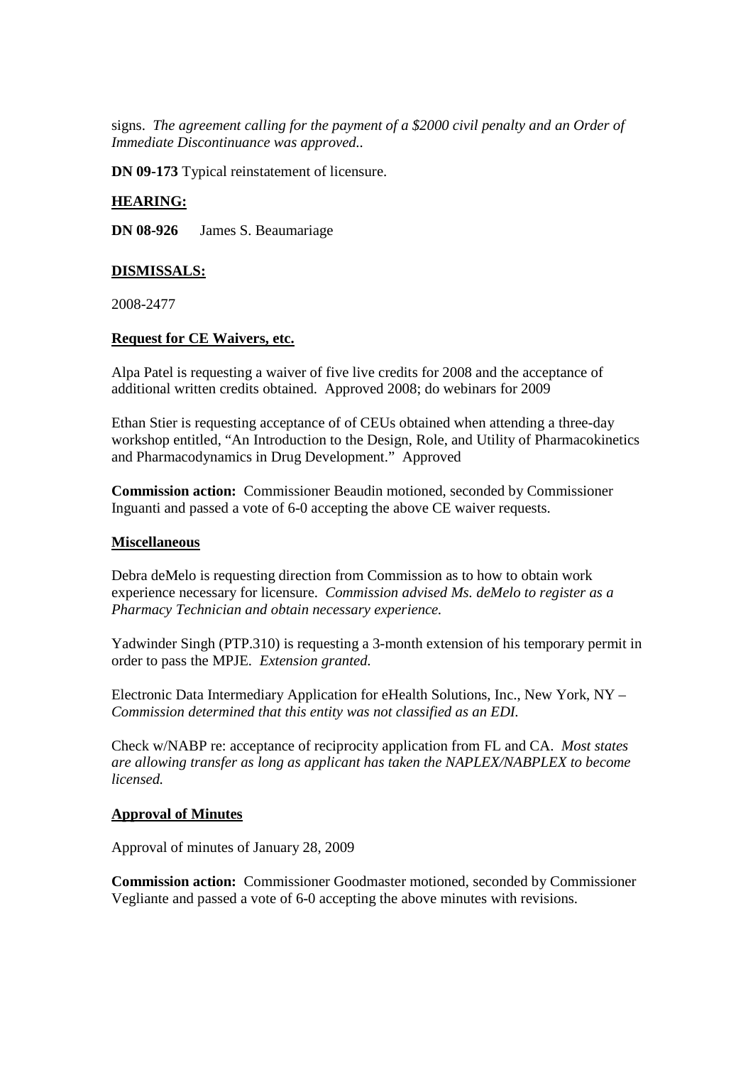signs. *The agreement calling for the payment of a $2000 civil penalty and an Order of Immediate Discontinuance was approved..*

**DN 09-173** Typical reinstatement of licensure.

**HEARING:**

**DN 08-926** James S. Beaumariage

**DISMISSALS:**

2008-2477

**Request for CE Waivers, etc.**

Alpa Patel is requesting a waiver of five live credits for 2008 and the acceptance of additional written credits obtained. Approved 2008; do webinars for 2009

Ethan Stier is requesting acceptance of of CEUs obtained when attending a three-day workshop entitled, "An Introduction to the Design, Role, and Utility of Pharmacokinetics and Pharmacodynamics in Drug Development." Approved

**Commission action:** Commissioner Beaudin motioned, seconded by Commissioner Inguanti and passed a vote of 6-0 accepting the above CE waiver requests.

**Miscellaneous**

Debra deMelo is requesting direction from Commission as to how to obtain work experience necessary for licensure. *Commission advised Ms. deMelo to register as a Pharmacy Technician and obtain necessary experience.*

Yadwinder Singh (PTP.310) is requesting a 3-month extension of his temporary permit in order to pass the MPJE. *Extension granted.*

Electronic Data Intermediary Application for eHealth Solutions, Inc., New York, NY – *Commission determined that this entity was not classified as an EDI.*

Check w/NABP re: acceptance of reciprocity application from FL and CA. *Most states are allowing transfer as long as applicant has taken the NAPLEX/NABPLEX to become licensed.*

**Approval of Minutes**

Approval of minutes of January 28, 2009

**Commission action:** Commissioner Goodmaster motioned, seconded by Commissioner Vegliante and passed a vote of 6-0 accepting the above minutes with revisions.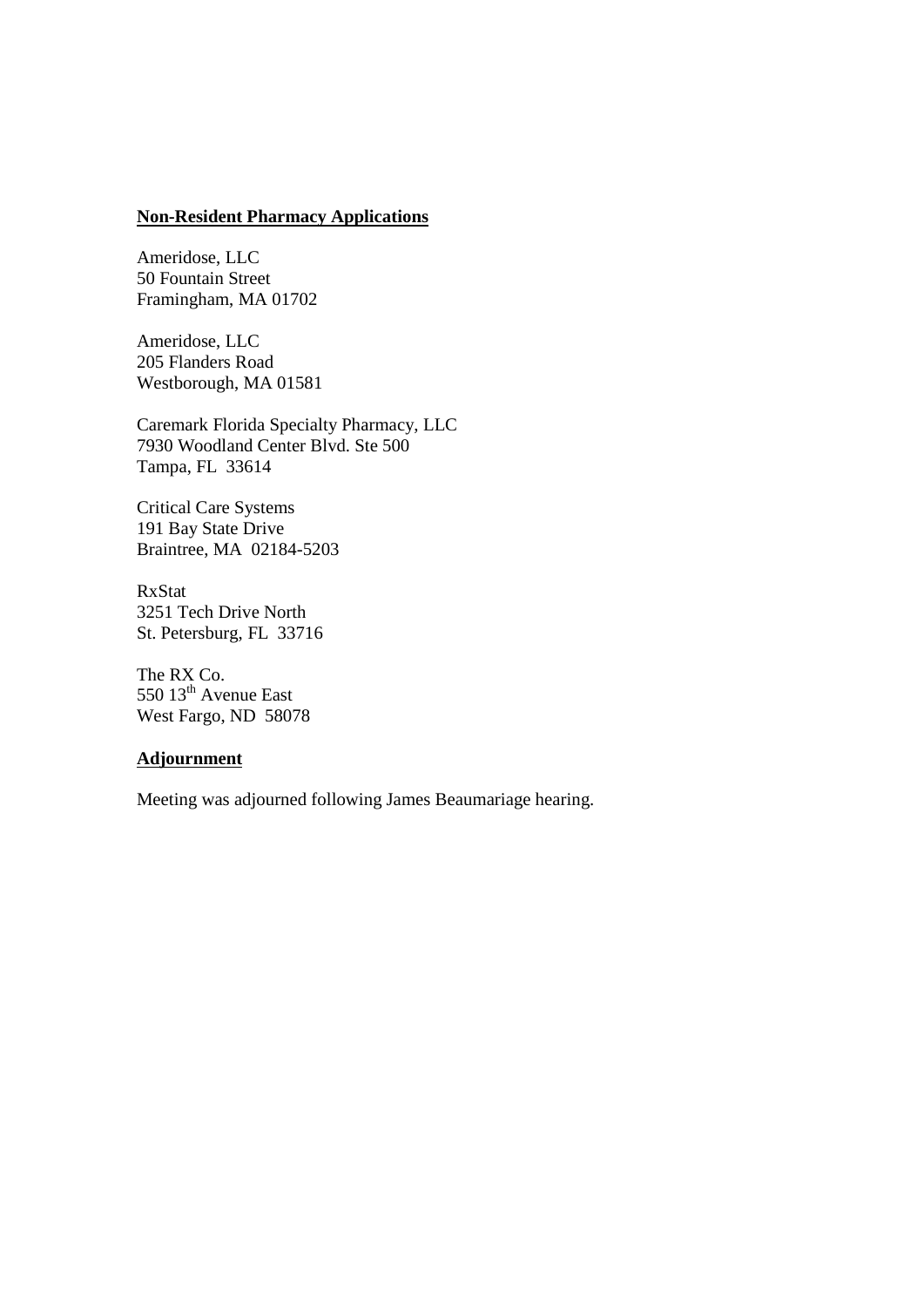**Non-Resident Pharmacy Applications**

Ameridose, LLC
50 Fountain Street
Framingham, MA 01702

Ameridose, LLC
205 Flanders Road
Westborough, MA 01581

Caremark Florida Specialty Pharmacy, LLC
7930 Woodland Center Blvd. Ste 500
Tampa, FL 33614

Critical Care Systems
191 Bay State Drive
Braintree, MA 02184-5203

RxStat
3251 Tech Drive North
St. Petersburg, FL 33716

The RX Co.
550 13th Avenue East
West Fargo, ND 58078

**Adjournment**

Meeting was adjourned following James Beaumariage hearing.